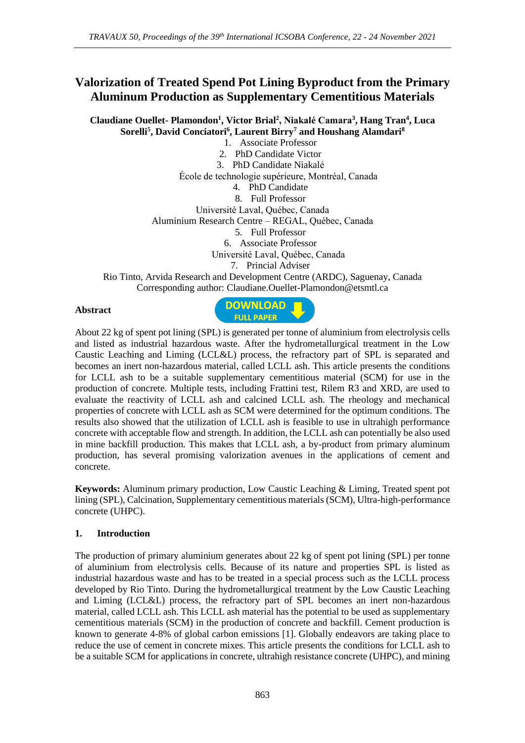# Valorization of Treated Spend Pot Lining Byproduct from the Primary Aluminum Production as Supplementary Cementitious Materials

**Claudiane Ouellet- Plamondon[1], Victor Brial[2], Niakalé Camara[3], Hang Tran[4], Luca Sorelli[5], David Conciatori[6], Laurent Birry[7] and Houshang Alamdari[8]**

1. Associate Professor
2. PhD Candidate Victor
3. PhD Candidate Niakalé

École de technologie supérieure, Montréal, Canada

4. PhD Candidate
8. Full Professor

Université Laval, Québec, Canada

Aluminium Research Centre – REGAL, Québec, Canada

5. Full Professor
6. Associate Professor

Université Laval, Québec, Canada

7. Princial Adviser

Rio Tinto, Arvida Research and Development Centre (ARDC), Saguenay, Canada

Corresponding author: Claudiane.Ouellet-Plamondon@etsmtl.ca

**Abstract**

DOWNLOAD FULL PAPER

About 22 kg of spent pot lining (SPL) is generated per tonne of aluminium from electrolysis cells and listed as industrial hazardous waste. After the hydrometallurgical treatment in the Low Caustic Leaching and Liming (LCL&L) process, the refractory part of SPL is separated and becomes an inert non-hazardous material, called LCLL ash. This article presents the conditions for LCLL ash to be a suitable supplementary cementitious material (SCM) for use in the production of concrete. Multiple tests, including Frattini test, Rilem R3 and XRD, are used to evaluate the reactivity of LCLL ash and calcined LCLL ash. The rheology and mechanical properties of concrete with LCLL ash as SCM were determined for the optimum conditions. The results also showed that the utilization of LCLL ash is feasible to use in ultrahigh performance concrete with acceptable flow and strength. In addition, the LCLL ash can potentially be also used in mine backfill production. This makes that LCLL ash, a by-product from primary aluminum production, has several promising valorization avenues in the applications of cement and concrete.

**Keywords:** Aluminum primary production, Low Caustic Leaching & Liming, Treated spent pot lining (SPL), Calcination, Supplementary cementitious materials (SCM), Ultra-high-performance concrete (UHPC).

## 1. Introduction

The production of primary aluminium generates about 22 kg of spent pot lining (SPL) per tonne of aluminium from electrolysis cells. Because of its nature and properties SPL is listed as industrial hazardous waste and has to be treated in a special process such as the LCLL process developed by Rio Tinto. During the hydrometallurgical treatment by the Low Caustic Leaching and Liming (LCL&L) process, the refractory part of SPL becomes an inert non-hazardous material, called LCLL ash. This LCLL ash material has the potential to be used as supplementary cementitious materials (SCM) in the production of concrete and backfill. Cement production is known to generate 4-8% of global carbon emissions [1]. Globally endeavors are taking place to reduce the use of cement in concrete mixes. This article presents the conditions for LCLL ash to be a suitable SCM for applications in concrete, ultrahigh resistance concrete (UHPC), and mining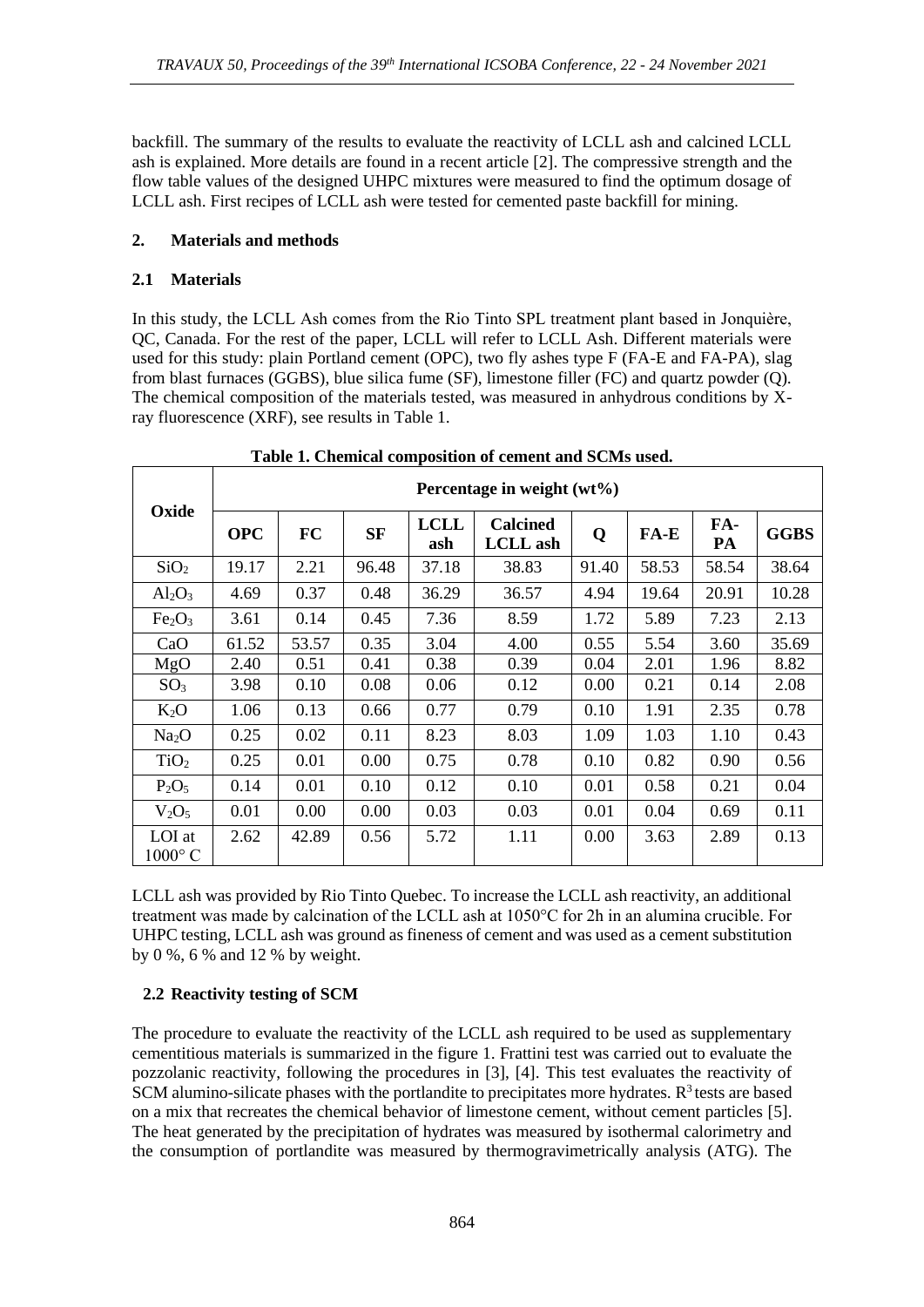backfill. The summary of the results to evaluate the reactivity of LCLL ash and calcined LCLL ash is explained. More details are found in a recent article [2]. The compressive strength and the flow table values of the designed UHPC mixtures were measured to find the optimum dosage of LCLL ash. First recipes of LCLL ash were tested for cemented paste backfill for mining.

## 2. Materials and methods

### 2.1 Materials

In this study, the LCLL Ash comes from the Rio Tinto SPL treatment plant based in Jonquière, QC, Canada. For the rest of the paper, LCLL will refer to LCLL Ash. Different materials were used for this study: plain Portland cement (OPC), two fly ashes type F (FA-E and FA-PA), slag from blast furnaces (GGBS), blue silica fume (SF), limestone filler (FC) and quartz powder (Q). The chemical composition of the materials tested, was measured in anhydrous conditions by X-ray fluorescence (XRF), see results in Table 1.

**Table 1. Chemical composition of cement and SCMs used.**

| Oxide | Percentage in weight (wt%) | | | | | | | | |
|---|---|---|---|---|---|---|---|---|---|
| | **OPC** | **FC** | **SF** | **LCLL ash** | **Calcined LCLL ash** | **Q** | **FA-E** | **FA-PA** | **GGBS** |
| $SiO_2$ | 19.17 | 2.21 | 96.48 | 37.18 | 38.83 | 91.40 | 58.53 | 58.54 | 38.64 |
| $Al_2O_3$ | 4.69 | 0.37 | 0.48 | 36.29 | 36.57 | 4.94 | 19.64 | 20.91 | 10.28 |
| $Fe_2O_3$ | 3.61 | 0.14 | 0.45 | 7.36 | 8.59 | 1.72 | 5.89 | 7.23 | 2.13 |
| CaO | 61.52 | 53.57 | 0.35 | 3.04 | 4.00 | 0.55 | 5.54 | 3.60 | 35.69 |
| MgO | 2.40 | 0.51 | 0.41 | 0.38 | 0.39 | 0.04 | 2.01 | 1.96 | 8.82 |
| $SO_3$ | 3.98 | 0.10 | 0.08 | 0.06 | 0.12 | 0.00 | 0.21 | 0.14 | 2.08 |
| $K_2O$ | 1.06 | 0.13 | 0.66 | 0.77 | 0.79 | 0.10 | 1.91 | 2.35 | 0.78 |
| $Na_2O$ | 0.25 | 0.02 | 0.11 | 8.23 | 8.03 | 1.09 | 1.03 | 1.10 | 0.43 |
| $TiO_2$ | 0.25 | 0.01 | 0.00 | 0.75 | 0.78 | 0.10 | 0.82 | 0.90 | 0.56 |
| $P_2O_5$ | 0.14 | 0.01 | 0.10 | 0.12 | 0.10 | 0.01 | 0.58 | 0.21 | 0.04 |
| $V_2O_5$ | 0.01 | 0.00 | 0.00 | 0.03 | 0.03 | 0.01 | 0.04 | 0.69 | 0.11 |
| LOI at 1000° C | 2.62 | 42.89 | 0.56 | 5.72 | 1.11 | 0.00 | 3.63 | 2.89 | 0.13 |

LCLL ash was provided by Rio Tinto Quebec. To increase the LCLL ash reactivity, an additional treatment was made by calcination of the LCLL ash at 1050°C for 2h in an alumina crucible. For UHPC testing, LCLL ash was ground as fineness of cement and was used as a cement substitution by 0 %, 6 % and 12 % by weight.

### 2.2 Reactivity testing of SCM

The procedure to evaluate the reactivity of the LCLL ash required to be used as supplementary cementitious materials is summarized in the figure 1. Frattini test was carried out to evaluate the pozzolanic reactivity, following the procedures in [3], [4]. This test evaluates the reactivity of SCM alumino-silicate phases with the portlandite to precipitates more hydrates. $R^3$ tests are based on a mix that recreates the chemical behavior of limestone cement, without cement particles [5]. The heat generated by the precipitation of hydrates was measured by isothermal calorimetry and the consumption of portlandite was measured by thermogravimetrically analysis (ATG). The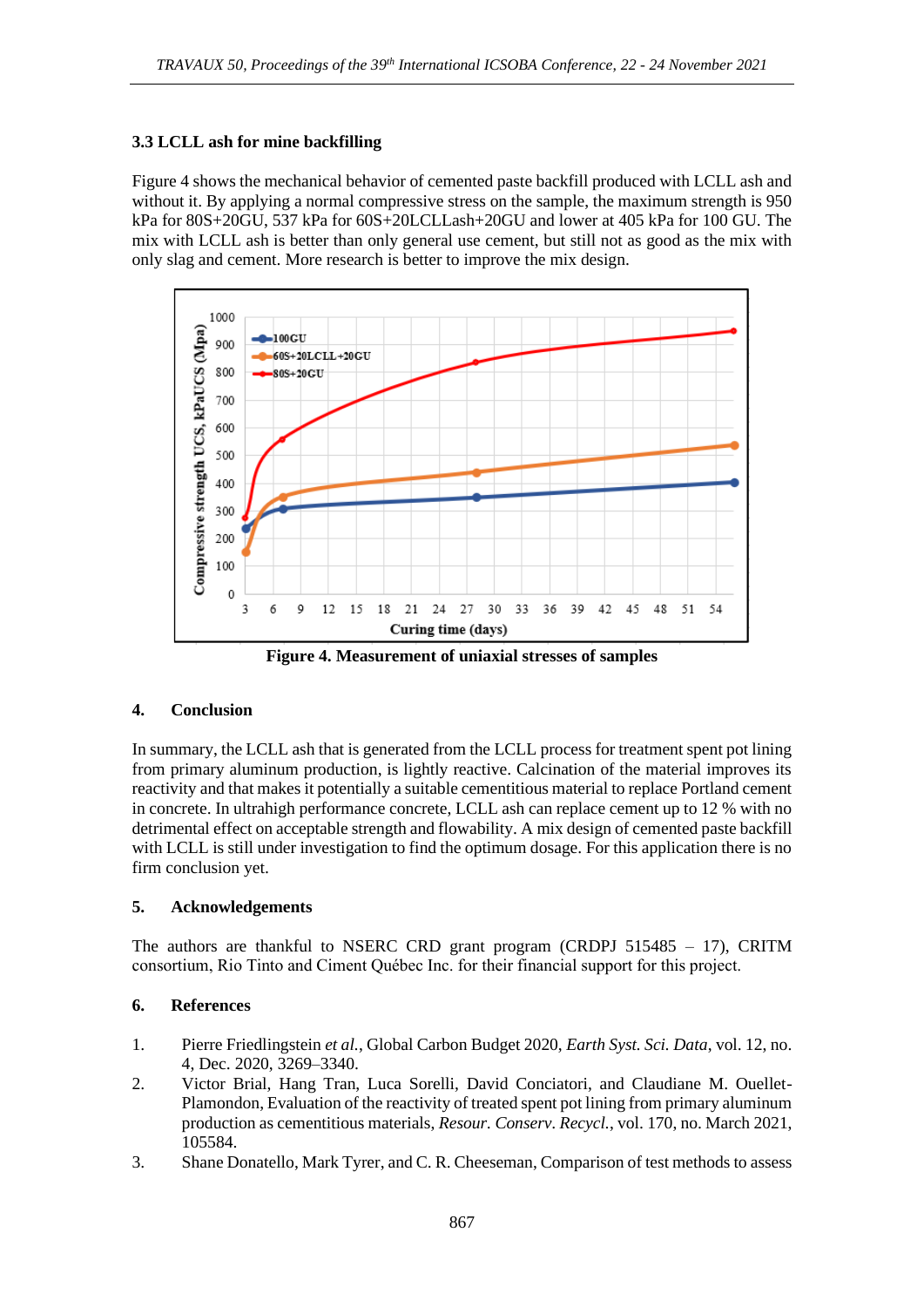### 3.3 LCLL ash for mine backfilling

Figure 4 shows the mechanical behavior of cemented paste backfill produced with LCLL ash and without it. By applying a normal compressive stress on the sample, the maximum strength is 950 kPa for 80S+20GU, 537 kPa for 60S+20LCLLash+20GU and lower at 405 kPa for 100 GU. The mix with LCLL ash is better than only general use cement, but still not as good as the mix with only slag and cement. More research is better to improve the mix design.

**Figure 4. Measurement of uniaxial stresses of samples**

## 4. Conclusion

In summary, the LCLL ash that is generated from the LCLL process for treatment spent pot lining from primary aluminum production, is lightly reactive. Calcination of the material improves its reactivity and that makes it potentially a suitable cementitious material to replace Portland cement in concrete. In ultrahigh performance concrete, LCLL ash can replace cement up to 12 % with no detrimental effect on acceptable strength and flowability. A mix design of cemented paste backfill with LCLL is still under investigation to find the optimum dosage. For this application there is no firm conclusion yet.

## 5. Acknowledgements

The authors are thankful to NSERC CRD grant program (CRDPJ 515485 – 17), CRITM consortium, Rio Tinto and Ciment Québec Inc. for their financial support for this project.

## 6. References

1. Pierre Friedlingstein *et al.*, Global Carbon Budget 2020, *Earth Syst. Sci. Data*, vol. 12, no. 4, Dec. 2020, 3269–3340.
2. Victor Brial, Hang Tran, Luca Sorelli, David Conciatori, and Claudiane M. Ouellet-Plamondon, Evaluation of the reactivity of treated spent pot lining from primary aluminum production as cementitious materials, *Resour. Conserv. Recycl.*, vol. 170, no. March 2021, 105584.
3. Shane Donatello, Mark Tyrer, and C. R. Cheeseman, Comparison of test methods to assess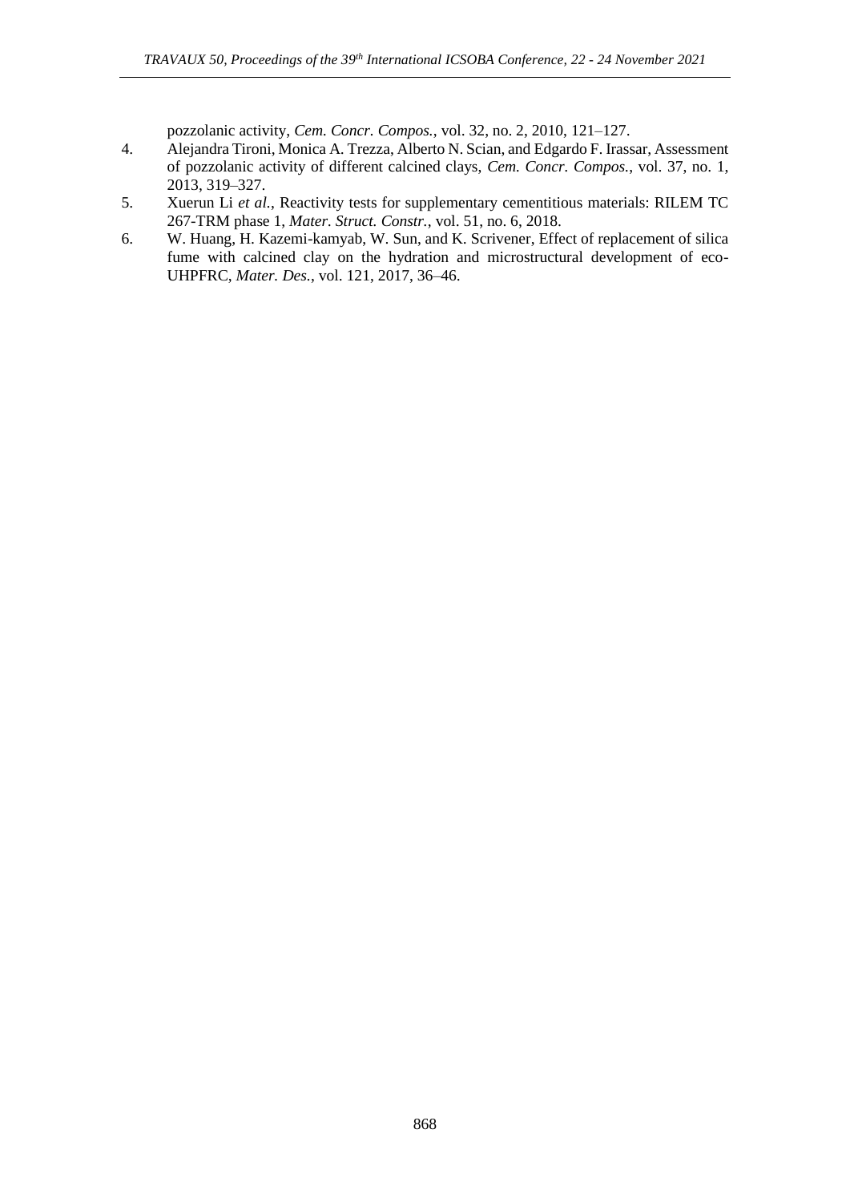pozzolanic activity, *Cem. Concr. Compos.*, vol. 32, no. 2, 2010, 121–127.

4. Alejandra Tironi, Monica A. Trezza, Alberto N. Scian, and Edgardo F. Irassar, Assessment of pozzolanic activity of different calcined clays, *Cem. Concr. Compos.*, vol. 37, no. 1, 2013, 319–327.
5. Xuerun Li *et al.*, Reactivity tests for supplementary cementitious materials: RILEM TC 267-TRM phase 1, *Mater. Struct. Constr.*, vol. 51, no. 6, 2018.
6. W. Huang, H. Kazemi-kamyab, W. Sun, and K. Scrivener, Effect of replacement of silica fume with calcined clay on the hydration and microstructural development of eco-UHPFRC, *Mater. Des.*, vol. 121, 2017, 36–46.